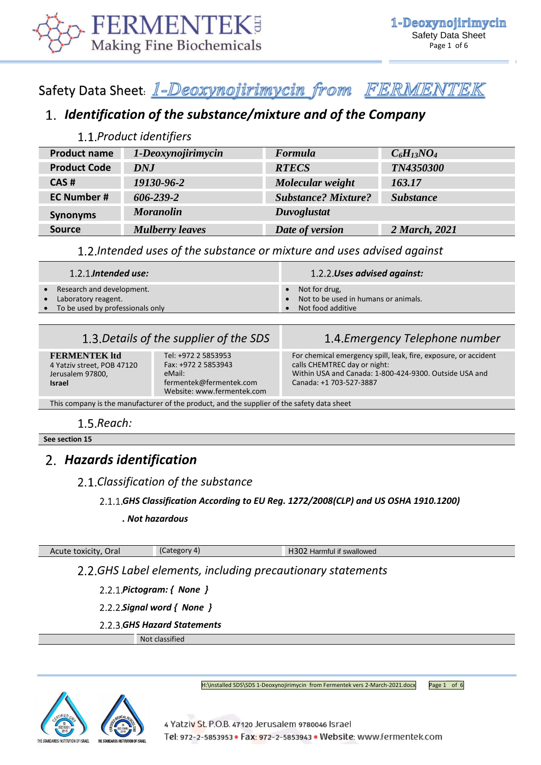# Safety Data Sheet: 1-Deoxynojirimycin from FERMENTEK

## 1. Identification of the substance/mixture and of the Company

### 1.1. Product identifiers

| Product name | 1-Deoxynojirimycin | Formula | $C_6H_{13}NO_4$ |
|---|---|---|---|
| Product Code | DNJ | RTECS | TN4350300 |
| CAS # | 19130-96-2 | Molecular weight | 163.17 |
| EC Number # | 606-239-2 | Substance? Mixture? | Substance |
| Synonyms | Moranolin | Duvoglustat | |
| Source | Mulberry leaves | Date of version | 2 March, 2021 |

### 1.2. Intended uses of the substance or mixture and uses advised against

| 1.2.1. Intended use: | 1.2.2. Uses advised against: |
|---|---|
| • Research and development.<br>• Laboratory reagent.<br>• To be used by professionals only | • Not for drug,<br>• Not to be used in humans or animals.<br>• Not food additive |

| 1.3. Details of the supplier of the SDS | | 1.4. Emergency Telephone number |
|---|---|---|
| **FERMENTEK ltd**<br>4 Yatziv street, POB 47120<br>Jerusalem 97800,<br>**Israel** | Tel: +972 2 5853953<br>Fax: +972 2 5853943<br>eMail: fermentek@fermentek.com<br>Website: www.fermentek.com | For chemical emergency spill, leak, fire, exposure, or accident calls CHEMTREC day or night:<br>Within USA and Canada: 1-800-424-9300. Outside USA and Canada: +1 703-527-3887 |

This company is the manufacturer of the product, and the supplier of the safety data sheet

### 1.5. Reach:

**See section 15**

## 2. Hazards identification

### 2.1. Classification of the substance

#### 2.1.1. GHS Classification According to EU Reg. 1272/2008(CLP) and US OSHA 1910.1200)

***. Not hazardous***

| Acute toxicity, Oral | (Category 4) | H302 Harmful if swallowed |
|---|---|---|

### 2.2. GHS Label elements, including precautionary statements

#### 2.2.1. Pictogram: { None }

#### 2.2.2. Signal word { None }

#### 2.2.3. GHS Hazard Statements

| | Not classified |
|---|---|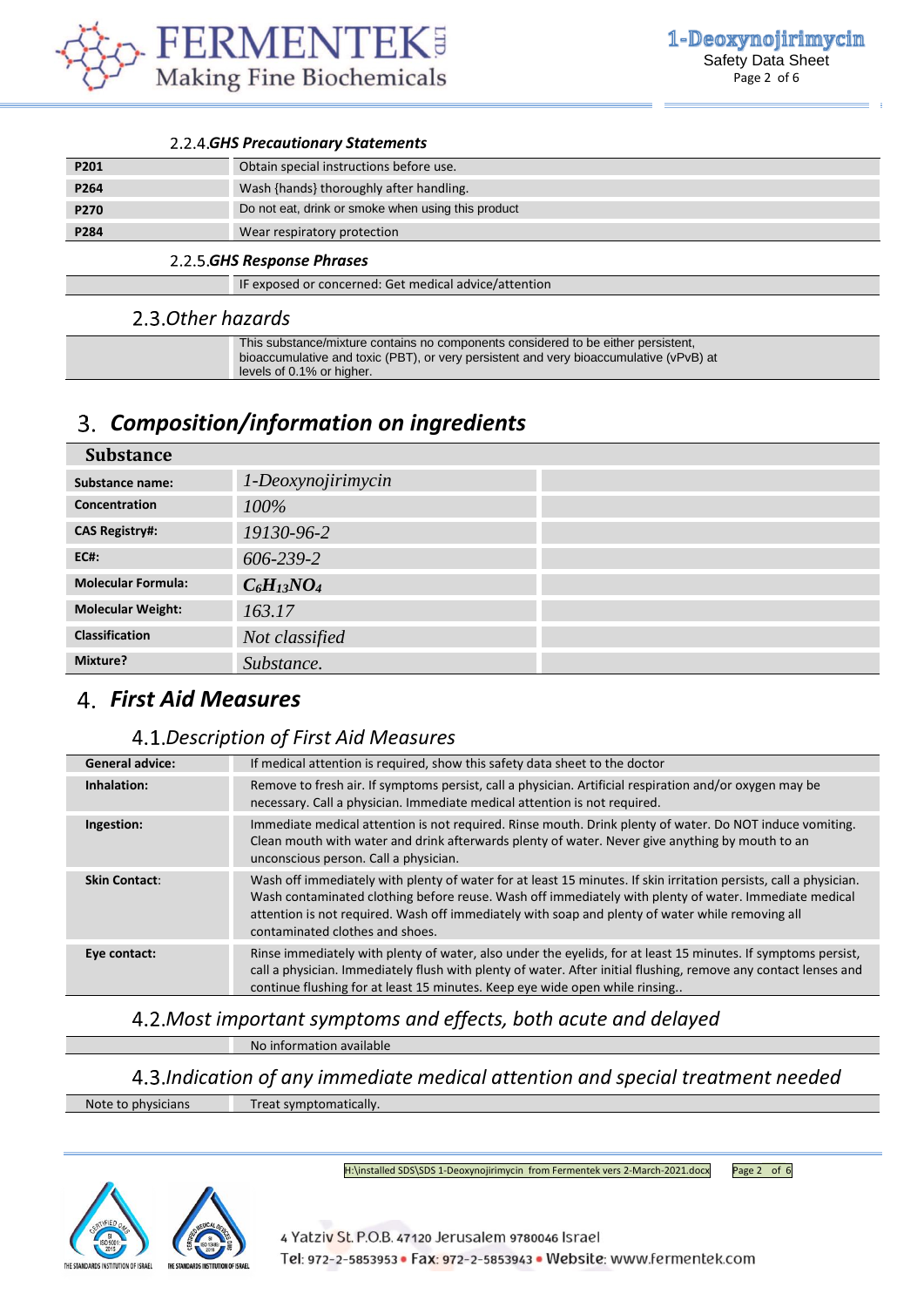#### 2.2.4. GHS Precautionary Statements

| | |
|---|---|
| P201 | Obtain special instructions before use. |
| P264 | Wash {hands} thoroughly after handling. |
| P270 | Do not eat, drink or smoke when using this product |
| P284 | Wear respiratory protection |

#### 2.2.5. GHS Response Phrases

| | |
|---|---|
| | IF exposed or concerned: Get medical advice/attention |

### 2.3. Other hazards

| | |
|---|---|
| | This substance/mixture contains no components considered to be either persistent, bioaccumulative and toxic (PBT), or very persistent and very bioaccumulative (vPvB) at levels of 0.1% or higher. |

## 3. Composition/information on ingredients

| Substance | | |
|---|---|---|
| Substance name: | *1-Deoxynojirimycin* | |
| Concentration | *100%* | |
| CAS Registry#: | *19130-96-2* | |
| EC#: | *606-239-2* | |
| Molecular Formula: | $C_6H_{13}NO_4$ | |
| Molecular Weight: | *163.17* | |
| Classification | *Not classified* | |
| Mixture? | *Substance.* | |

## 4. First Aid Measures

### 4.1. Description of First Aid Measures

| | |
|---|---|
| General advice: | If medical attention is required, show this safety data sheet to the doctor |
| Inhalation: | Remove to fresh air. If symptoms persist, call a physician. Artificial respiration and/or oxygen may be necessary. Call a physician. Immediate medical attention is not required. |
| Ingestion: | Immediate medical attention is not required. Rinse mouth. Drink plenty of water. Do NOT induce vomiting. Clean mouth with water and drink afterwards plenty of water. Never give anything by mouth to an unconscious person. Call a physician. |
| Skin Contact: | Wash off immediately with plenty of water for at least 15 minutes. If skin irritation persists, call a physician. Wash contaminated clothing before reuse. Wash off immediately with plenty of water. Immediate medical attention is not required. Wash off immediately with soap and plenty of water while removing all contaminated clothes and shoes. |
| Eye contact: | Rinse immediately with plenty of water, also under the eyelids, for at least 15 minutes. If symptoms persist, call a physician. Immediately flush with plenty of water. After initial flushing, remove any contact lenses and continue flushing for at least 15 minutes. Keep eye wide open while rinsing.. |

### 4.2. Most important symptoms and effects, both acute and delayed

| | |
|---|---|
| | No information available |

### 4.3. Indication of any immediate medical attention and special treatment needed

| | |
|---|---|
| Note to physicians | Treat symptomatically. |

H:\installed SDS\SDS 1-Deoxynojirimycin from Fermentek vers 2-March-2021.docx

4 Yatziv St. P.O.B. 47120 Jerusalem 9780046 Israel
Tel: 972-2-5853953 • Fax: 972-2-5853943 • Website: www.fermentek.com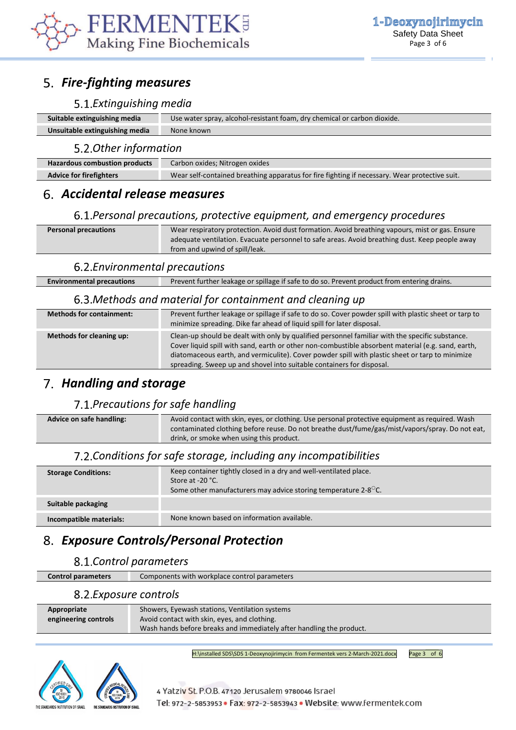## 5. *Fire-fighting measures*

### 5.1. *Extinguishing media*

| | |
|---|---|
| **Suitable extinguishing media** | Use water spray, alcohol-resistant foam, dry chemical or carbon dioxide. |
| **Unsuitable extinguishing media** | None known |

### 5.2. *Other information*

| | |
|---|---|
| **Hazardous combustion products** | Carbon oxides; Nitrogen oxides |
| **Advice for firefighters** | Wear self-contained breathing apparatus for fire fighting if necessary. Wear protective suit. |

## 6. *Accidental release measures*

### 6.1. *Personal precautions, protective equipment, and emergency procedures*

| | |
|---|---|
| **Personal precautions** | Wear respiratory protection. Avoid dust formation. Avoid breathing vapours, mist or gas. Ensure adequate ventilation. Evacuate personnel to safe areas. Avoid breathing dust. Keep people away from and upwind of spill/leak. |

### 6.2. *Environmental precautions*

| | |
|---|---|
| **Environmental precautions** | Prevent further leakage or spillage if safe to do so. Prevent product from entering drains. |

### 6.3. *Methods and material for containment and cleaning up*

| | |
|---|---|
| **Methods for containment:** | Prevent further leakage or spillage if safe to do so. Cover powder spill with plastic sheet or tarp to minimize spreading. Dike far ahead of liquid spill for later disposal. |
| **Methods for cleaning up:** | Clean-up should be dealt with only by qualified personnel familiar with the specific substance. Cover liquid spill with sand, earth or other non-combustible absorbent material (e.g. sand, earth, diatomaceous earth, and vermiculite). Cover powder spill with plastic sheet or tarp to minimize spreading. Sweep up and shovel into suitable containers for disposal. |

## 7. *Handling and storage*

### 7.1. *Precautions for safe handling*

| | |
|---|---|
| **Advice on safe handling:** | Avoid contact with skin, eyes, or clothing. Use personal protective equipment as required. Wash contaminated clothing before reuse. Do not breathe dust/fume/gas/mist/vapors/spray. Do not eat, drink, or smoke when using this product. |

### 7.2. *Conditions for safe storage, including any incompatibilities*

| | |
|---|---|
| **Storage Conditions:** | Keep container tightly closed in a dry and well-ventilated place.<br>Store at -20 °C.<br>Some other manufacturers may advice storing temperature 2-8°C. |
| **Suitable packaging** | |
| **Incompatible materials:** | None known based on information available. |

## 8. *Exposure Controls/Personal Protection*

### 8.1. *Control parameters*

| | |
|---|---|
| **Control parameters** | Components with workplace control parameters |

### 8.2. *Exposure controls*

| | |
|---|---|
| **Appropriate engineering controls** | Showers, Eyewash stations, Ventilation systems<br>Avoid contact with skin, eyes, and clothing.<br>Wash hands before breaks and immediately after handling the product. |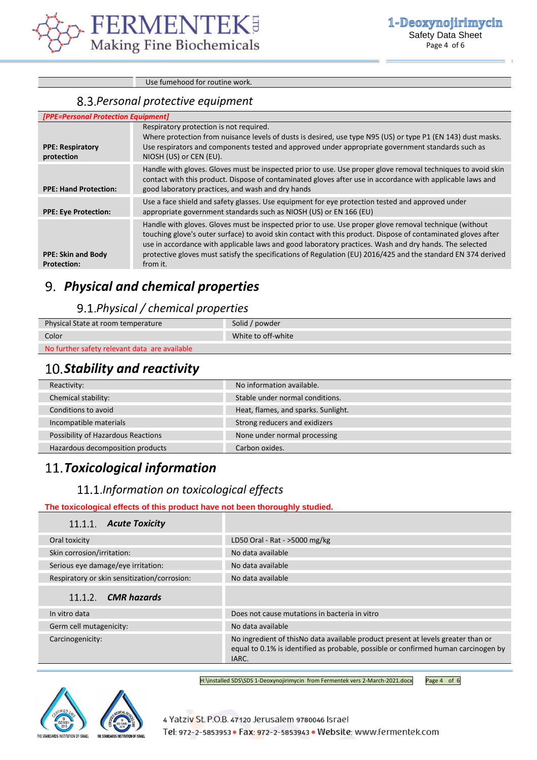| | Use fumehood for routine work. |
|---|---|

### 8.3. Personal protective equipment

| [PPE=Personal Protection Equipment] | |
|---|---|
| **PPE: Respiratory protection** | Respiratory protection is not required. Where protection from nuisance levels of dusts is desired, use type N95 (US) or type P1 (EN 143) dust masks. Use respirators and components tested and approved under appropriate government standards such as NIOSH (US) or CEN (EU). |
| **PPE: Hand Protection:** | Handle with gloves. Gloves must be inspected prior to use. Use proper glove removal techniques to avoid skin contact with this product. Dispose of contaminated gloves after use in accordance with applicable laws and good laboratory practices, and wash and dry hands |
| **PPE: Eye Protection:** | Use a face shield and safety glasses. Use equipment for eye protection tested and approved under appropriate government standards such as NIOSH (US) or EN 166 (EU) |
| **PPE: Skin and Body Protection:** | Handle with gloves. Gloves must be inspected prior to use. Use proper glove removal technique (without touching glove's outer surface) to avoid skin contact with this product. Dispose of contaminated gloves after use in accordance with applicable laws and good laboratory practices. Wash and dry hands. The selected protective gloves must satisfy the specifications of Regulation (EU) 2016/425 and the standard EN 374 derived from it. |

## 9. Physical and chemical properties

### 9.1. Physical / chemical properties

| Physical State at room temperature | Solid / powder |
|---|---|
| Color | White to off-white |
| No further safety relevant data are available | |

## 10. Stability and reactivity

| Reactivity: | No information available. |
|---|---|
| Chemical stability: | Stable under normal conditions. |
| Conditions to avoid | Heat, flames, and sparks. Sunlight. |
| Incompatible materials | Strong reducers and exidizers |
| Possibility of Hazardous Reactions | None under normal processing |
| Hazardous decomposition products | Carbon oxides. |

## 11. Toxicological information

### 11.1. Information on toxicological effects

**The toxicological effects of this product have not been thoroughly studied.**

| 11.1.1. ***Acute Toxicity*** | |
|---|---|
| Oral toxicity | LD50 Oral - Rat - >5000 mg/kg |
| Skin corrosion/irritation: | No data available |
| Serious eye damage/eye irritation: | No data available |
| Respiratory or skin sensitization/corrosion: | No data available |
| 11.1.2. ***CMR hazards*** | |
| In vitro data | Does not cause mutations in bacteria in vitro |
| Germ cell mutagenicity: | No data available |
| Carcinogenicity: | No ingredient of thisNo data available product present at levels greater than or equal to 0.1% is identified as probable, possible or confirmed human carcinogen by IARC. |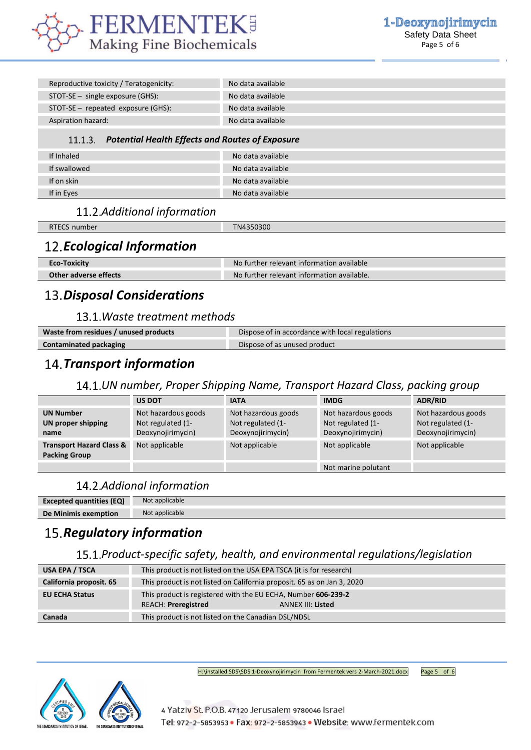| | |
|---|---|
| Reproductive toxicity / Teratogenicity: | No data available |
| STOT-SE – single exposure (GHS): | No data available |
| STOT-SE – repeated exposure (GHS): | No data available |
| Aspiration hazard: | No data available |

#### 11.1.3. *Potential Health Effects and Routes of Exposure*

| | |
|---|---|
| If Inhaled | No data available |
| If swallowed | No data available |
| If on skin | No data available |
| If in Eyes | No data available |

### 11.2. *Additional information*

| | |
|---|---|
| RTECS number | TN4350300 |

## 12. *Ecological Information*

| | |
|---|---|
| **Eco-Toxicity** | No further relevant information available |
| **Other adverse effects** | No further relevant information available. |

## 13. *Disposal Considerations*

### 13.1. *Waste treatment methods*

| | |
|---|---|
| **Waste from residues / unused products** | Dispose of in accordance with local regulations |
| **Contaminated packaging** | Dispose of as unused product |

## 14. *Transport information*

### 14.1. *UN number, Proper Shipping Name, Transport Hazard Class, packing group*

| | US DOT | IATA | IMDG | ADR/RID |
|---|---|---|---|---|
| **UN Number**<br>**UN proper shipping name** | Not hazardous goods<br>Not regulated (1-Deoxynojirimycin) | Not hazardous goods<br>Not regulated (1-Deoxynojirimycin) | Not hazardous goods<br>Not regulated (1-Deoxynojirimycin) | Not hazardous goods<br>Not regulated (1-Deoxynojirimycin) |
| **Transport Hazard Class & Packing Group** | Not applicable | Not applicable | Not applicable | Not applicable |
| | | | Not marine polutant | |

### 14.2. *Addional information*

| | |
|---|---|
| **Excepted quantities (EQ)** | Not applicable |
| **De Minimis exemption** | Not applicable |

## 15. *Regulatory information*

### 15.1. *Product-specific safety, health, and environmental regulations/legislation*

| | |
|---|---|
| **USA EPA / TSCA** | This product is not listed on the USA EPA TSCA (it is for research) |
| **California proposit. 65** | This product is not listed on California proposit. 65 as on Jan 3, 2020 |
| **EU ECHA Status** | This product is registered with the EU ECHA, Number **606-239-2**<br>REACH: **Preregistred** ANNEX III: **Listed** |
| **Canada** | This product is not listed on the Canadian DSL/NDSL |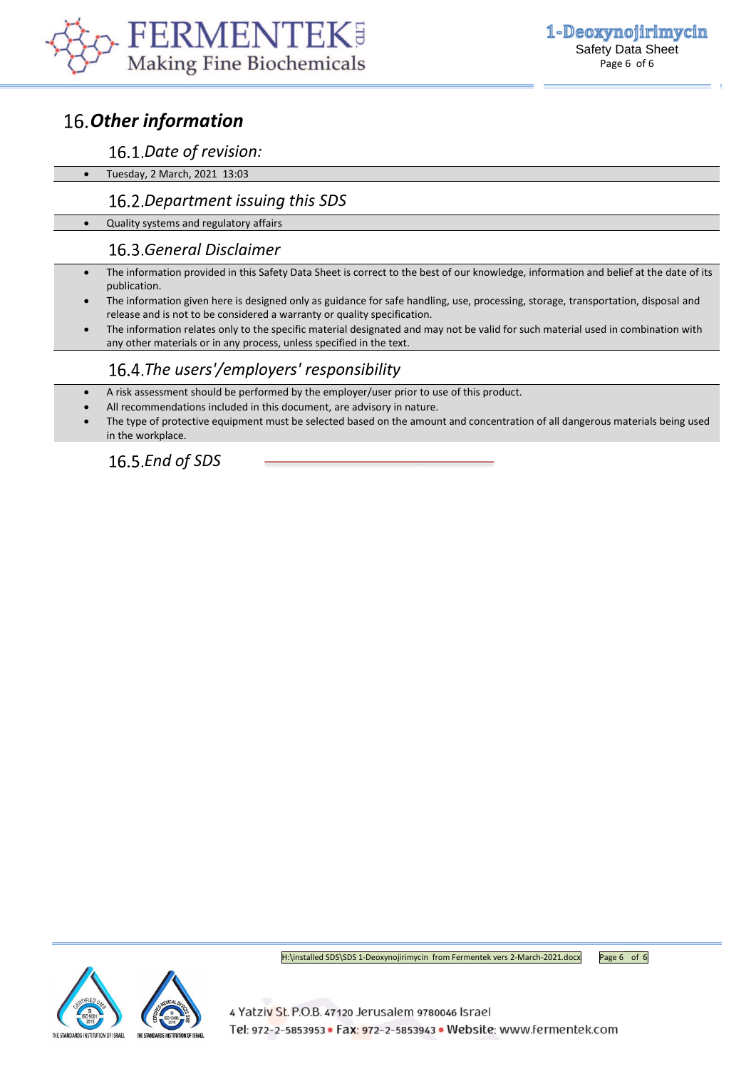## 16. *Other information*

### 16.1. *Date of revision:*

- Tuesday, 2 March, 2021 13:03

### 16.2. *Department issuing this SDS*

- Quality systems and regulatory affairs

### 16.3. *General Disclaimer*

- The information provided in this Safety Data Sheet is correct to the best of our knowledge, information and belief at the date of its publication.
- The information given here is designed only as guidance for safe handling, use, processing, storage, transportation, disposal and release and is not to be considered a warranty or quality specification.
- The information relates only to the specific material designated and may not be valid for such material used in combination with any other materials or in any process, unless specified in the text.

### 16.4. *The users'/employers' responsibility*

- A risk assessment should be performed by the employer/user prior to use of this product.
- All recommendations included in this document, are advisory in nature.
- The type of protective equipment must be selected based on the amount and concentration of all dangerous materials being used in the workplace.

### 16.5. *End of SDS*